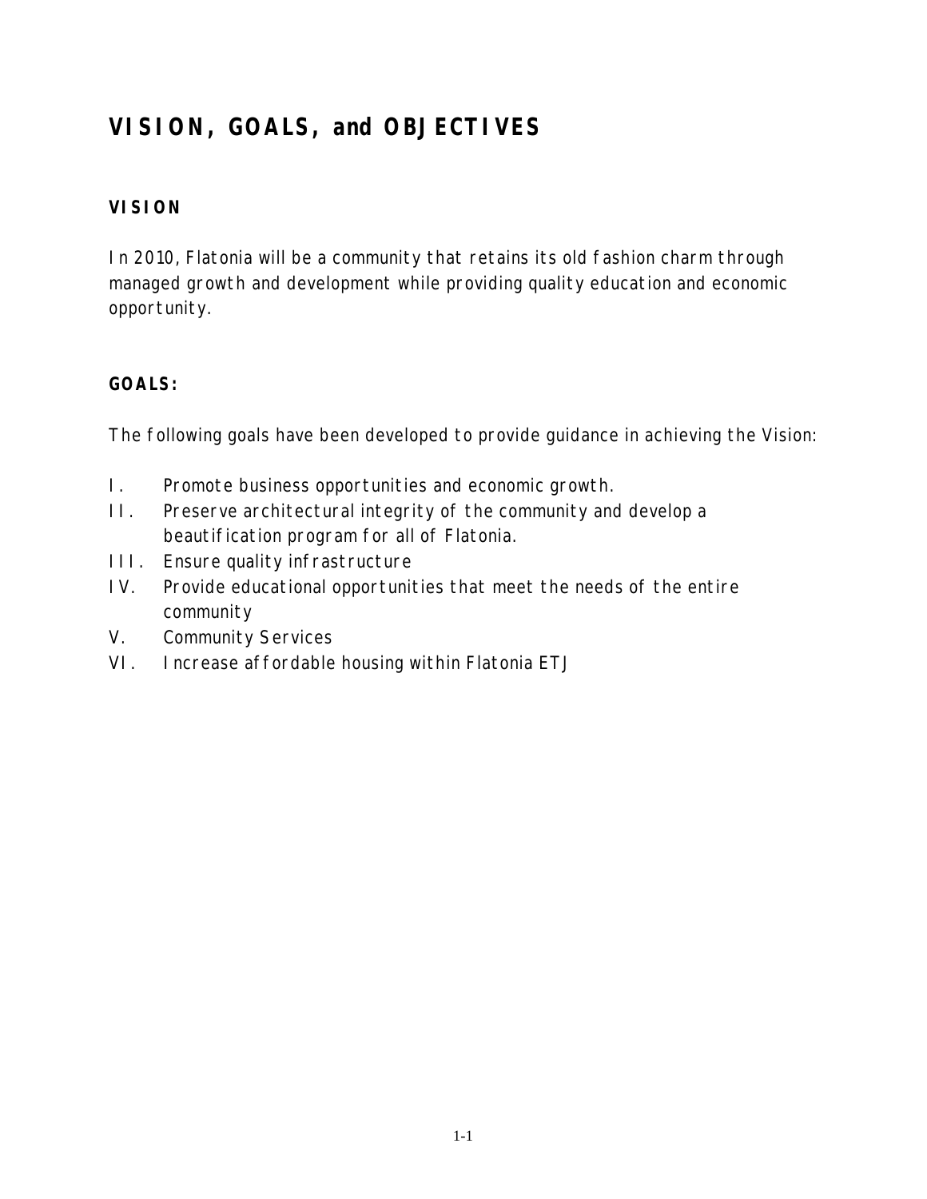# VISION, GOALS, and OBJECTIVES

## VISION

In 2010, Flatonia will be a community that retains its old fashion charm through managed growth and development while providing quality education and economic opportunity.

## GOALS:

The following goals have been developed to provide guidance in achieving the Vision:

I. Promote business opportunities and economic growth.
II. Preserve architectural integrity of the community and develop a beautification program for all of Flatonia.
III. Ensure quality infrastructure
IV. Provide educational opportunities that meet the needs of the entire community
V. Community Services
VI. Increase affordable housing within Flatonia ETJ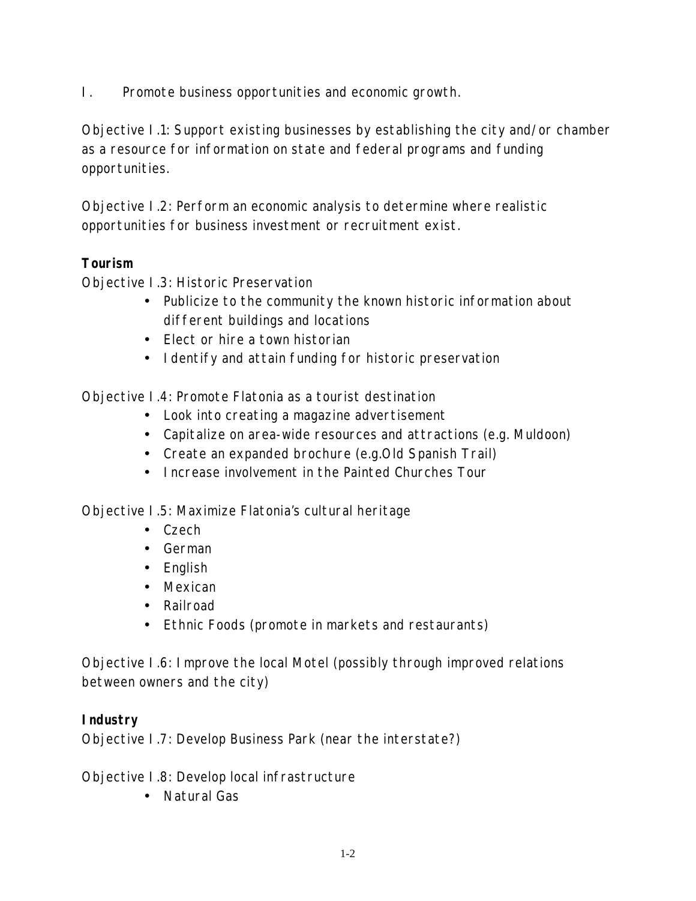I. Promote business opportunities and economic growth.

Objective I.1: Support existing businesses by establishing the city and/or chamber as a resource for information on state and federal programs and funding opportunities.

Objective I.2: Perform an economic analysis to determine where realistic opportunities for business investment or recruitment exist.

**Tourism**

Objective I.3: Historic Preservation

- Publicize to the community the known historic information about different buildings and locations
- Elect or hire a town historian
- Identify and attain funding for historic preservation

Objective I.4: Promote Flatonia as a tourist destination

- Look into creating a magazine advertisement
- Capitalize on area-wide resources and attractions (e.g. Muldoon)
- Create an expanded brochure (e.g.Old Spanish Trail)
- Increase involvement in the Painted Churches Tour

Objective I.5: Maximize Flatonia's cultural heritage

- Czech
- German
- English
- Mexican
- Railroad
- Ethnic Foods (promote in markets and restaurants)

Objective I.6: Improve the local Motel (possibly through improved relations between owners and the city)

**Industry**

Objective I.7: Develop Business Park (near the interstate?)

Objective I.8: Develop local infrastructure

- Natural Gas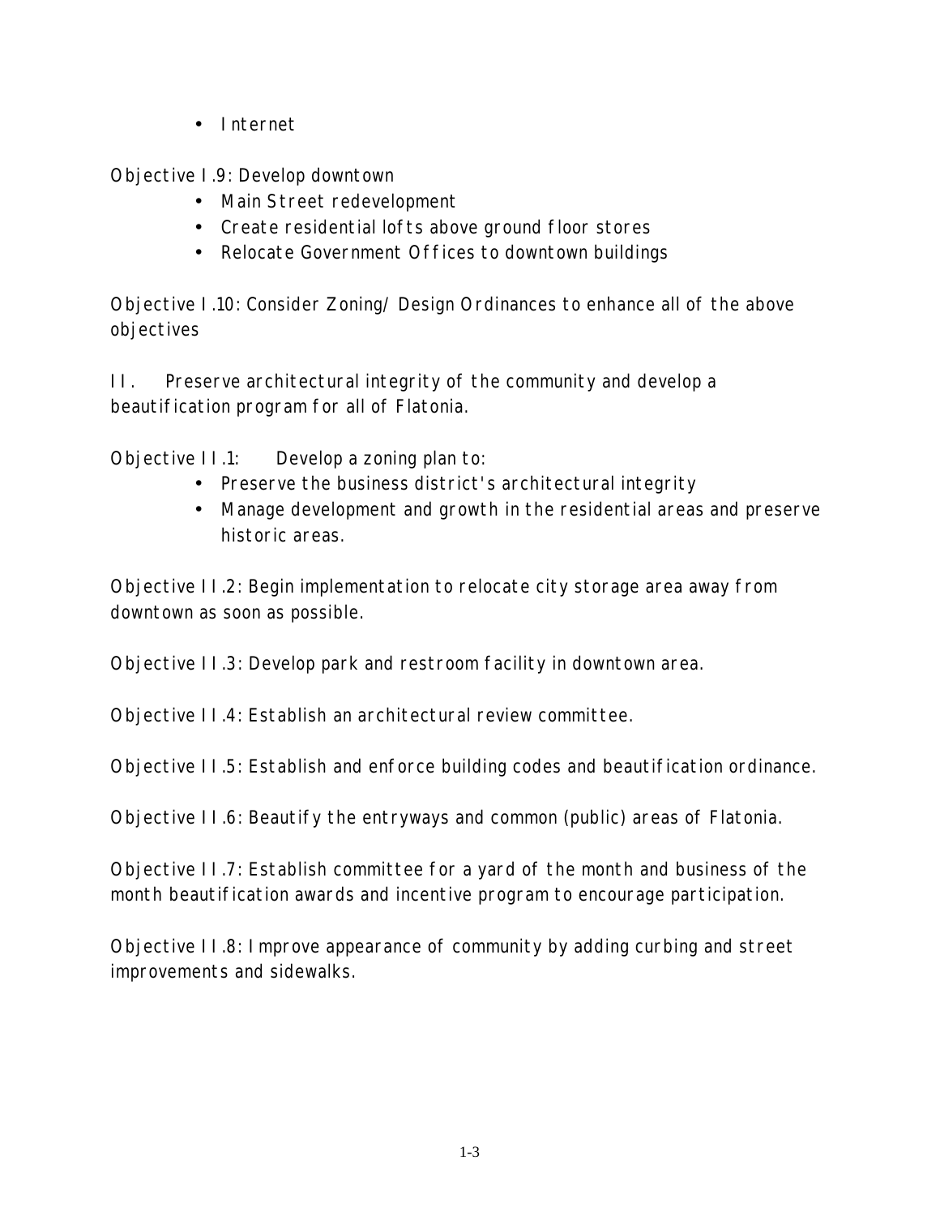- Internet

Objective I.9: Develop downtown

- Main Street redevelopment
- Create residential lofts above ground floor stores
- Relocate Government Offices to downtown buildings

Objective I.10: Consider Zoning/ Design Ordinances to enhance all of the above objectives

II. Preserve architectural integrity of the community and develop a beautification program for all of Flatonia.

Objective II.1: Develop a zoning plan to:

- Preserve the business district's architectural integrity
- Manage development and growth in the residential areas and preserve historic areas.

Objective II.2: Begin implementation to relocate city storage area away from downtown as soon as possible.

Objective II.3: Develop park and restroom facility in downtown area.

Objective II.4: Establish an architectural review committee.

Objective II.5: Establish and enforce building codes and beautification ordinance.

Objective II.6: Beautify the entryways and common (public) areas of Flatonia.

Objective II.7: Establish committee for a yard of the month and business of the month beautification awards and incentive program to encourage participation.

Objective II.8: Improve appearance of community by adding curbing and street improvements and sidewalks.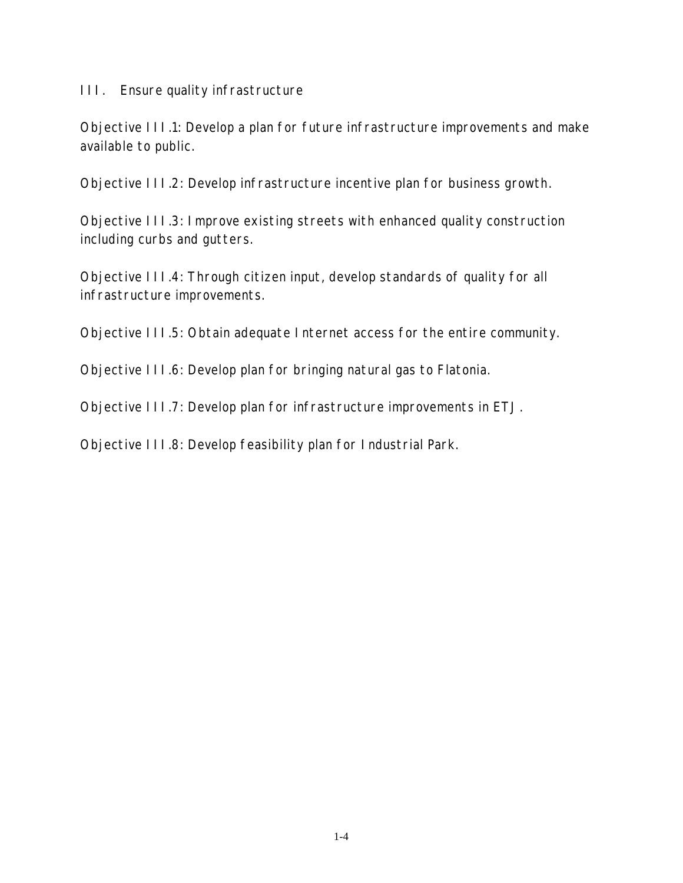## III. Ensure quality infrastructure

Objective III.1: Develop a plan for future infrastructure improvements and make available to public.

Objective III.2: Develop infrastructure incentive plan for business growth.

Objective III.3: Improve existing streets with enhanced quality construction including curbs and gutters.

Objective III.4: Through citizen input, develop standards of quality for all infrastructure improvements.

Objective III.5: Obtain adequate Internet access for the entire community.

Objective III.6: Develop plan for bringing natural gas to Flatonia.

Objective III.7: Develop plan for infrastructure improvements in ETJ.

Objective III.8: Develop feasibility plan for Industrial Park.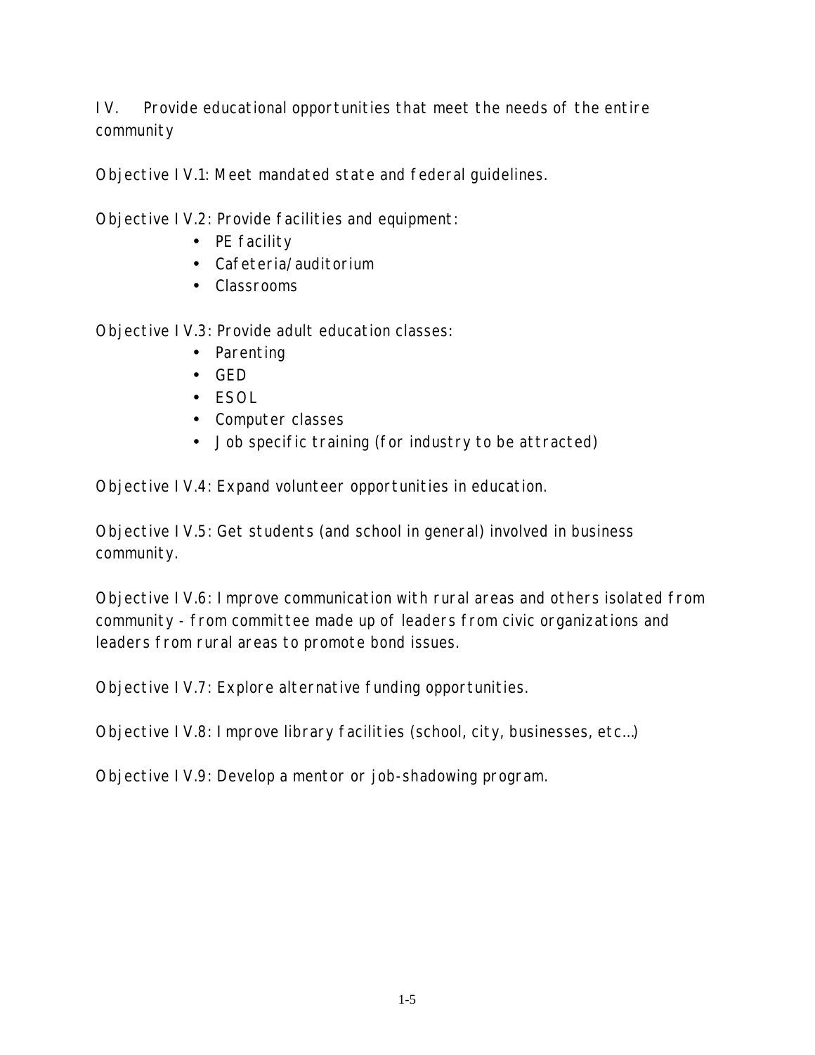IV. Provide educational opportunities that meet the needs of the entire community

Objective IV.1: Meet mandated state and federal guidelines.

Objective IV.2: Provide facilities and equipment:

- PE facility
- Cafeteria/auditorium
- Classrooms

Objective IV.3: Provide adult education classes:

- Parenting
- GED
- ESOL
- Computer classes
- Job specific training (for industry to be attracted)

Objective IV.4: Expand volunteer opportunities in education.

Objective IV.5: Get students (and school in general) involved in business community.

Objective IV.6: Improve communication with rural areas and others isolated from community - from committee made up of leaders from civic organizations and leaders from rural areas to promote bond issues.

Objective IV.7: Explore alternative funding opportunities.

Objective IV.8: Improve library facilities (school, city, businesses, etc…)

Objective IV.9: Develop a mentor or job-shadowing program.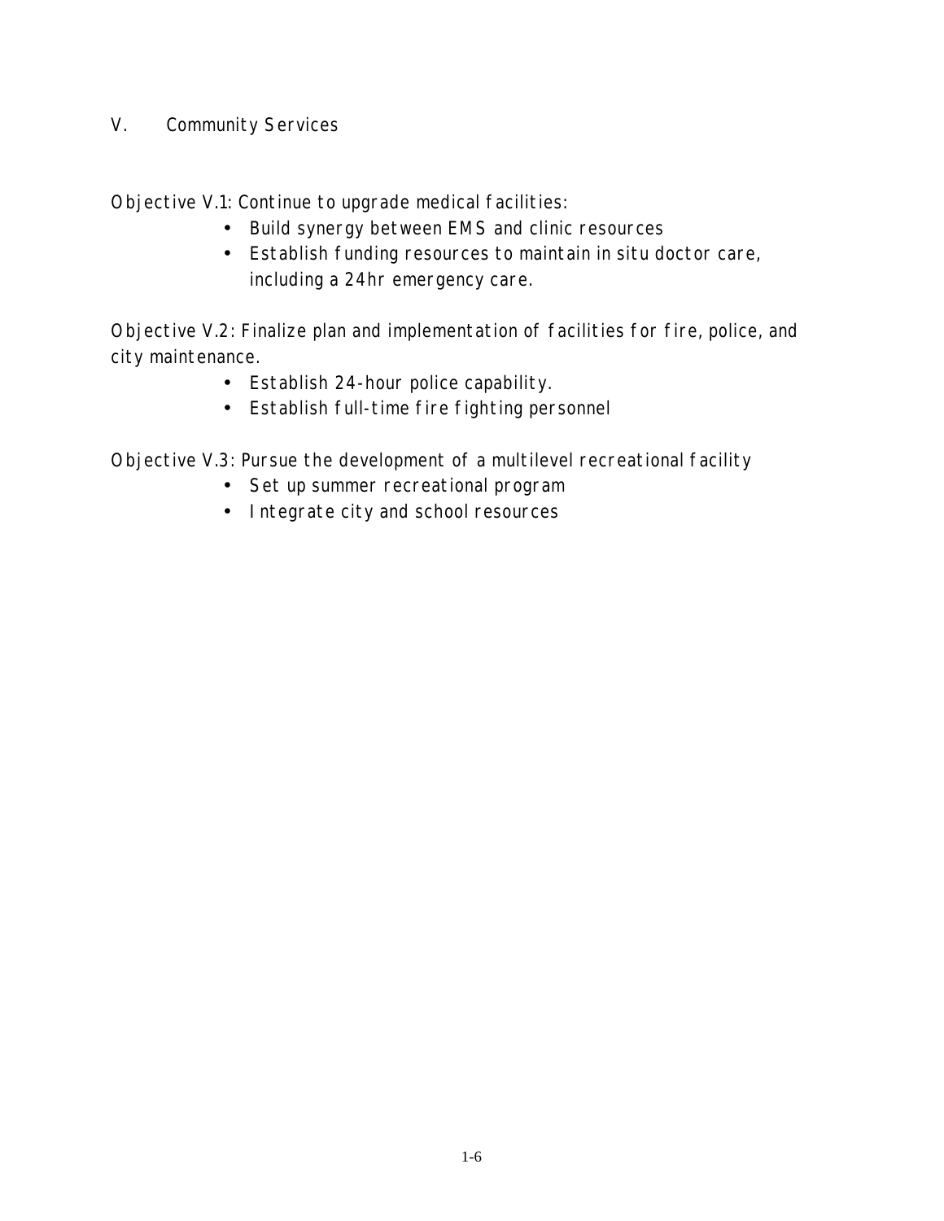## V. Community Services

Objective V.1: Continue to upgrade medical facilities:

- Build synergy between EMS and clinic resources
- Establish funding resources to maintain in situ doctor care, including a 24hr emergency care.

Objective V.2: Finalize plan and implementation of facilities for fire, police, and city maintenance.

- Establish 24-hour police capability.
- Establish full-time fire fighting personnel

Objective V.3: Pursue the development of a multilevel recreational facility

- Set up summer recreational program
- Integrate city and school resources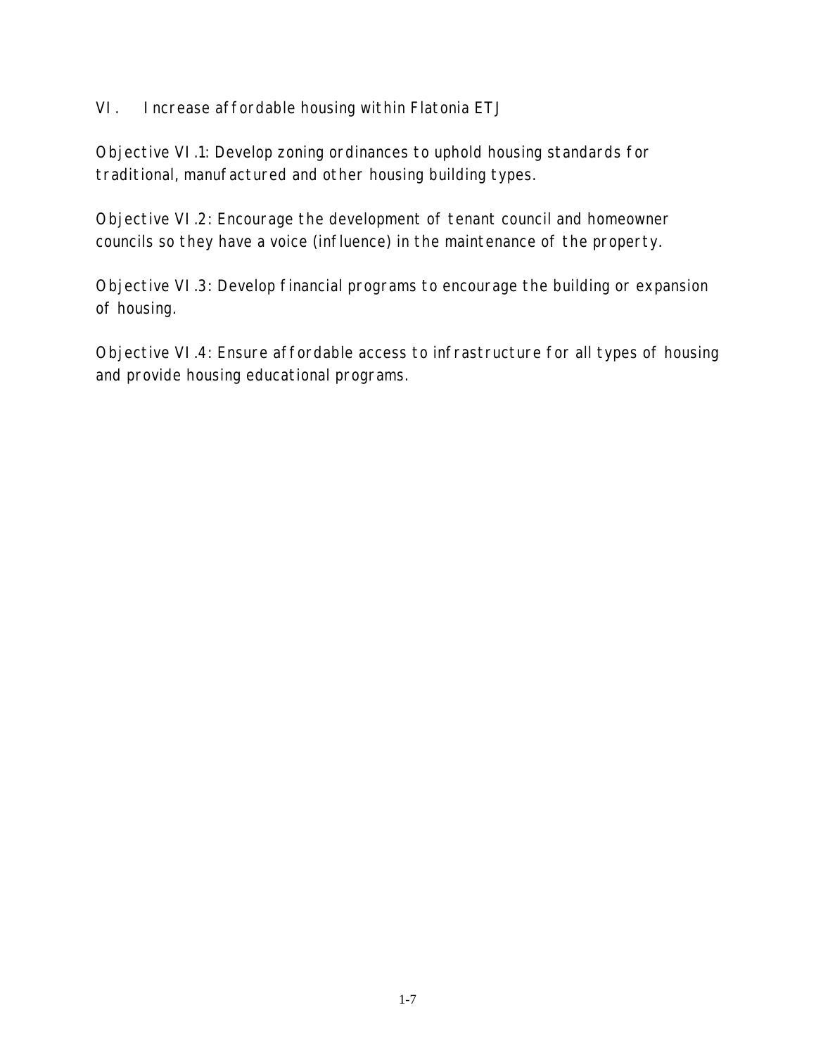## VI. Increase affordable housing within Flatonia ETJ

Objective VI.1: Develop zoning ordinances to uphold housing standards for traditional, manufactured and other housing building types.

Objective VI.2: Encourage the development of tenant council and homeowner councils so they have a voice (influence) in the maintenance of the property.

Objective VI.3: Develop financial programs to encourage the building or expansion of housing.

Objective VI.4: Ensure affordable access to infrastructure for all types of housing and provide housing educational programs.